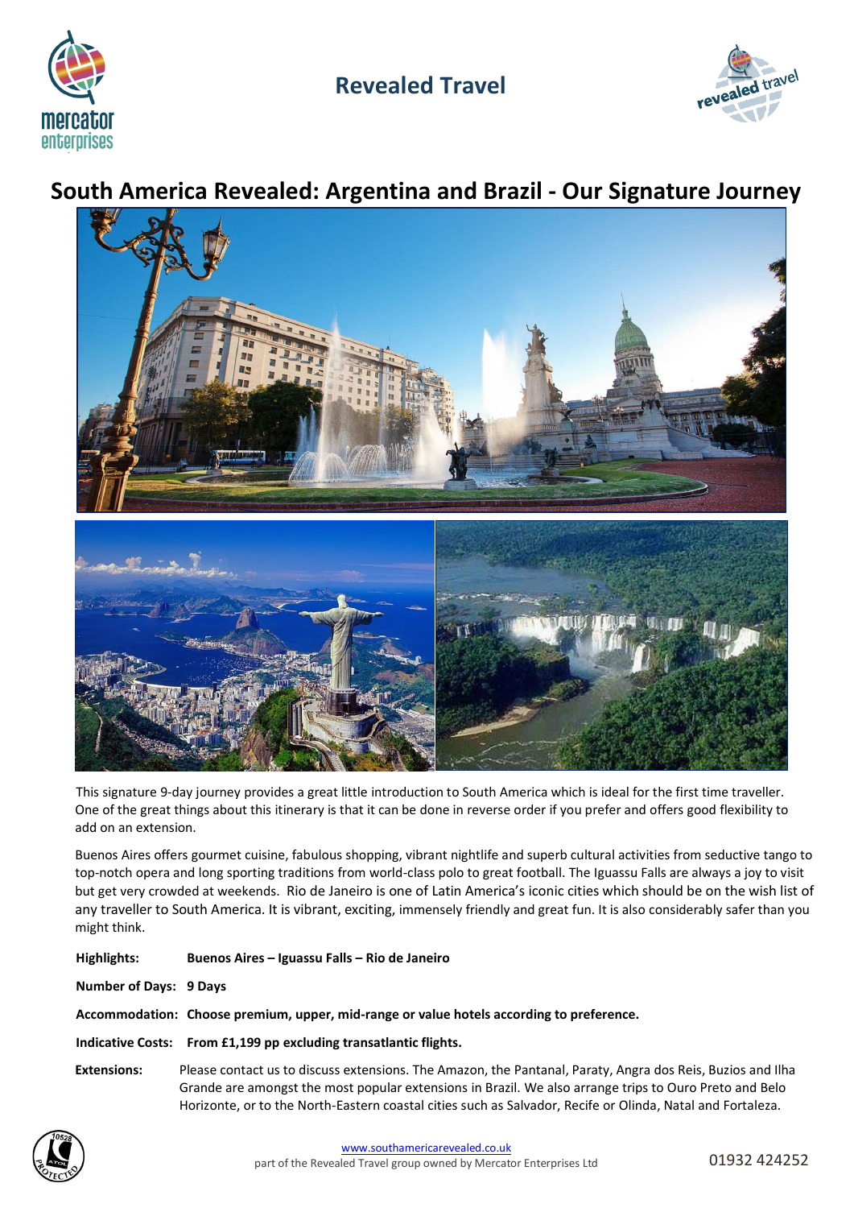# Revealed Travel

## South America Revealed: Argentina and Brazil - Our Signature Journey

This signature 9-day journey provides a great little introduction to South America which is ideal for the first time traveller. One of the great things about this itinerary is that it can be done in reverse order if you prefer and offers good flexibility to add on an extension.

Buenos Aires offers gourmet cuisine, fabulous shopping, vibrant nightlife and superb cultural activities from seductive tango to top-notch opera and long sporting traditions from world-class polo to great football. The Iguassu Falls are always a joy to visit but get very crowded at weekends. Rio de Janeiro is one of Latin America's iconic cities which should be on the wish list of any traveller to South America. It is vibrant, exciting, immensely friendly and great fun. It is also considerably safer than you might think.

**Highlights:** **Buenos Aires – Iguassu Falls – Rio de Janeiro**

**Number of Days:** **9 Days**

**Accommodation:** **Choose premium, upper, mid-range or value hotels according to preference.**

**Indicative Costs:** **From £1,199 pp excluding transatlantic flights.**

**Extensions:** Please contact us to discuss extensions. The Amazon, the Pantanal, Paraty, Angra dos Reis, Buzios and Ilha Grande are amongst the most popular extensions in Brazil. We also arrange trips to Ouro Preto and Belo Horizonte, or to the North-Eastern coastal cities such as Salvador, Recife or Olinda, Natal and Fortaleza.

www.southamericarevealed.co.uk
part of the Revealed Travel group owned by Mercator Enterprises Ltd
01932 424252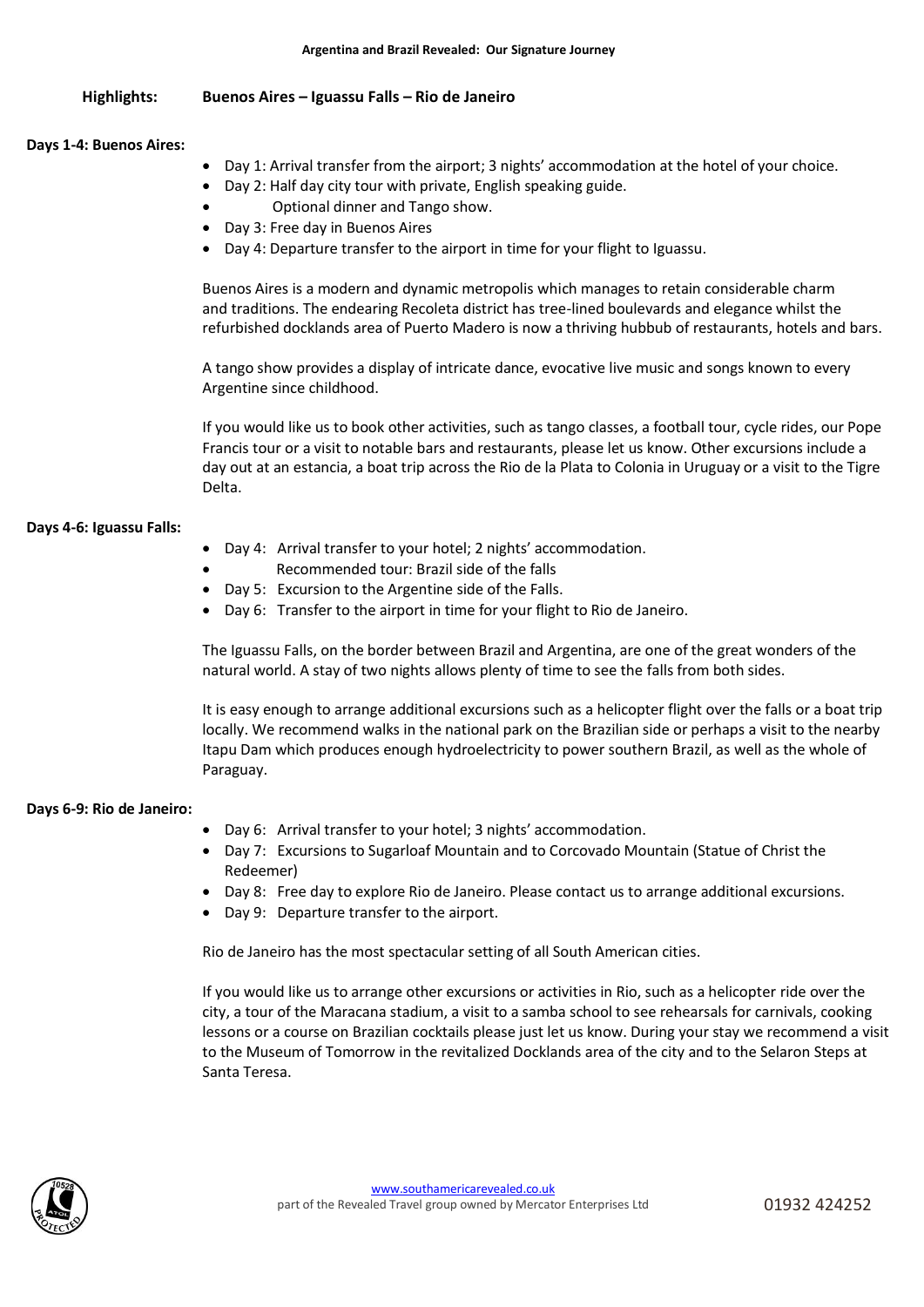**Argentina and Brazil Revealed: Our Signature Journey**

**Highlights:** **Buenos Aires – Iguassu Falls – Rio de Janeiro**

### Days 1-4: Buenos Aires:

- Day 1: Arrival transfer from the airport; 3 nights' accommodation at the hotel of your choice.
- Day 2: Half day city tour with private, English speaking guide.
- Optional dinner and Tango show.
- Day 3: Free day in Buenos Aires
- Day 4: Departure transfer to the airport in time for your flight to Iguassu.

Buenos Aires is a modern and dynamic metropolis which manages to retain considerable charm and traditions. The endearing Recoleta district has tree-lined boulevards and elegance whilst the refurbished docklands area of Puerto Madero is now a thriving hubbub of restaurants, hotels and bars.

A tango show provides a display of intricate dance, evocative live music and songs known to every Argentine since childhood.

If you would like us to book other activities, such as tango classes, a football tour, cycle rides, our Pope Francis tour or a visit to notable bars and restaurants, please let us know. Other excursions include a day out at an estancia, a boat trip across the Rio de la Plata to Colonia in Uruguay or a visit to the Tigre Delta.

### Days 4-6: Iguassu Falls:

- Day 4: Arrival transfer to your hotel; 2 nights' accommodation.
- Recommended tour: Brazil side of the falls
- Day 5: Excursion to the Argentine side of the Falls.
- Day 6: Transfer to the airport in time for your flight to Rio de Janeiro.

The Iguassu Falls, on the border between Brazil and Argentina, are one of the great wonders of the natural world. A stay of two nights allows plenty of time to see the falls from both sides.

It is easy enough to arrange additional excursions such as a helicopter flight over the falls or a boat trip locally. We recommend walks in the national park on the Brazilian side or perhaps a visit to the nearby Itapu Dam which produces enough hydroelectricity to power southern Brazil, as well as the whole of Paraguay.

### Days 6-9: Rio de Janeiro:

- Day 6: Arrival transfer to your hotel; 3 nights' accommodation.
- Day 7: Excursions to Sugarloaf Mountain and to Corcovado Mountain (Statue of Christ the Redeemer)
- Day 8: Free day to explore Rio de Janeiro. Please contact us to arrange additional excursions.
- Day 9: Departure transfer to the airport.

Rio de Janeiro has the most spectacular setting of all South American cities.

If you would like us to arrange other excursions or activities in Rio, such as a helicopter ride over the city, a tour of the Maracana stadium, a visit to a samba school to see rehearsals for carnivals, cooking lessons or a course on Brazilian cocktails please just let us know. During your stay we recommend a visit to the Museum of Tomorrow in the revitalized Docklands area of the city and to the Selaron Steps at Santa Teresa.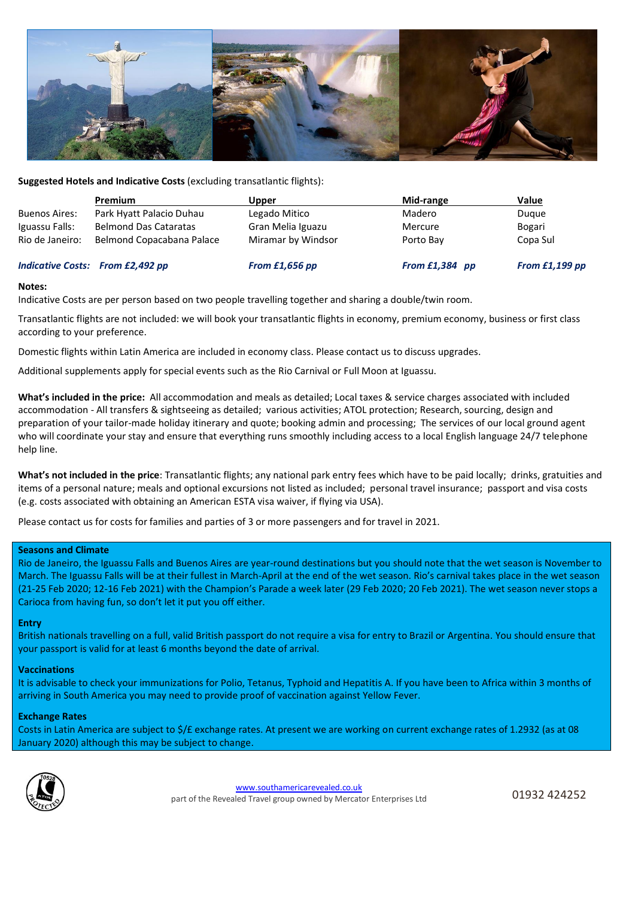**Suggested Hotels and Indicative Costs** (excluding transatlantic flights):

| | Premium | Upper | Mid-range | Value |
|---|---|---|---|---|
| Buenos Aires: | Park Hyatt Palacio Duhau | Legado Mitico | Madero | Duque |
| Iguassu Falls: | Belmond Das Cataratas | Gran Melia Iguazu | Mercure | Bogari |
| Rio de Janeiro: | Belmond Copacabana Palace | Miramar by Windsor | Porto Bay | Copa Sul |
| ***Indicative Costs:*** | ***From £2,492 pp*** | ***From £1,656 pp*** | ***From £1,384 pp*** | ***From £1,199 pp*** |

**Notes:**

Indicative Costs are per person based on two people travelling together and sharing a double/twin room.

Transatlantic flights are not included: we will book your transatlantic flights in economy, premium economy, business or first class according to your preference.

Domestic flights within Latin America are included in economy class. Please contact us to discuss upgrades.

Additional supplements apply for special events such as the Rio Carnival or Full Moon at Iguassu.

**What's included in the price:** All accommodation and meals as detailed; Local taxes & service charges associated with included accommodation - All transfers & sightseeing as detailed; various activities; ATOL protection; Research, sourcing, design and preparation of your tailor-made holiday itinerary and quote; booking admin and processing; The services of our local ground agent who will coordinate your stay and ensure that everything runs smoothly including access to a local English language 24/7 telephone help line.

**What's not included in the price**: Transatlantic flights; any national park entry fees which have to be paid locally; drinks, gratuities and items of a personal nature; meals and optional excursions not listed as included; personal travel insurance; passport and visa costs (e.g. costs associated with obtaining an American ESTA visa waiver, if flying via USA).

Please contact us for costs for families and parties of 3 or more passengers and for travel in 2021.

**Seasons and Climate**

Rio de Janeiro, the Iguassu Falls and Buenos Aires are year-round destinations but you should note that the wet season is November to March. The Iguassu Falls will be at their fullest in March-April at the end of the wet season. Rio's carnival takes place in the wet season (21-25 Feb 2020; 12-16 Feb 2021) with the Champion's Parade a week later (29 Feb 2020; 20 Feb 2021). The wet season never stops a Carioca from having fun, so don't let it put you off either.

**Entry**

British nationals travelling on a full, valid British passport do not require a visa for entry to Brazil or Argentina. You should ensure that your passport is valid for at least 6 months beyond the date of arrival.

**Vaccinations**

It is advisable to check your immunizations for Polio, Tetanus, Typhoid and Hepatitis A. If you have been to Africa within 3 months of arriving in South America you may need to provide proof of vaccination against Yellow Fever.

**Exchange Rates**

Costs in Latin America are subject to $/£ exchange rates. At present we are working on current exchange rates of 1.2932 (as at 08 January 2020) although this may be subject to change.

www.southamericarevealed.co.uk
part of the Revealed Travel group owned by Mercator Enterprises Ltd

01932 424252